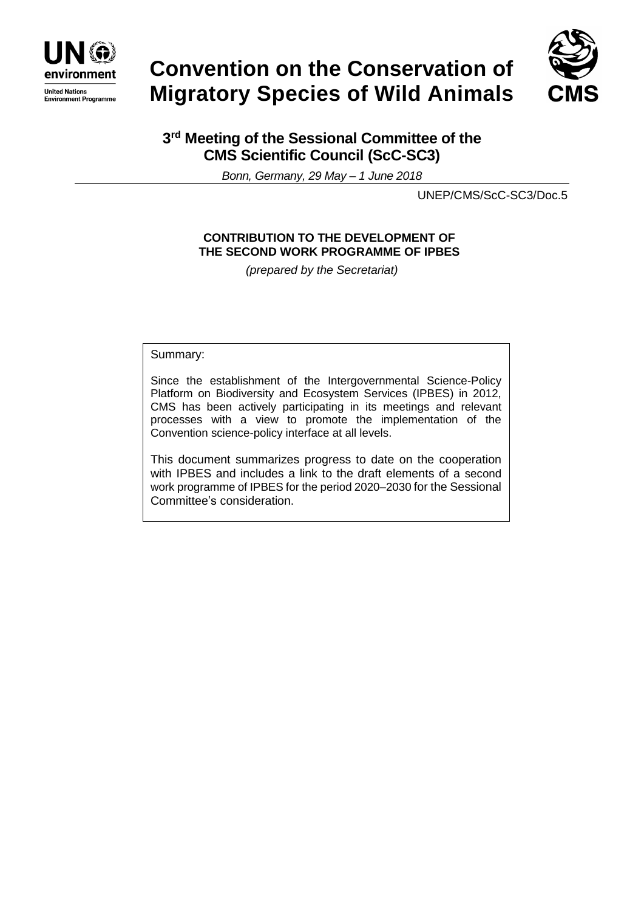# Convention on the Conservation of Migratory Species of Wild Animals

## 3rd Meeting of the Sessional Committee of the CMS Scientific Council (ScC-SC3)

*Bonn, Germany, 29 May – 1 June 2018*

UNEP/CMS/ScC-SC3/Doc.5

**CONTRIBUTION TO THE DEVELOPMENT OF THE SECOND WORK PROGRAMME OF IPBES**

*(prepared by the Secretariat)*

Summary:

Since the establishment of the Intergovernmental Science-Policy Platform on Biodiversity and Ecosystem Services (IPBES) in 2012, CMS has been actively participating in its meetings and relevant processes with a view to promote the implementation of the Convention science-policy interface at all levels.

This document summarizes progress to date on the cooperation with IPBES and includes a link to the draft elements of a second work programme of IPBES for the period 2020–2030 for the Sessional Committee's consideration.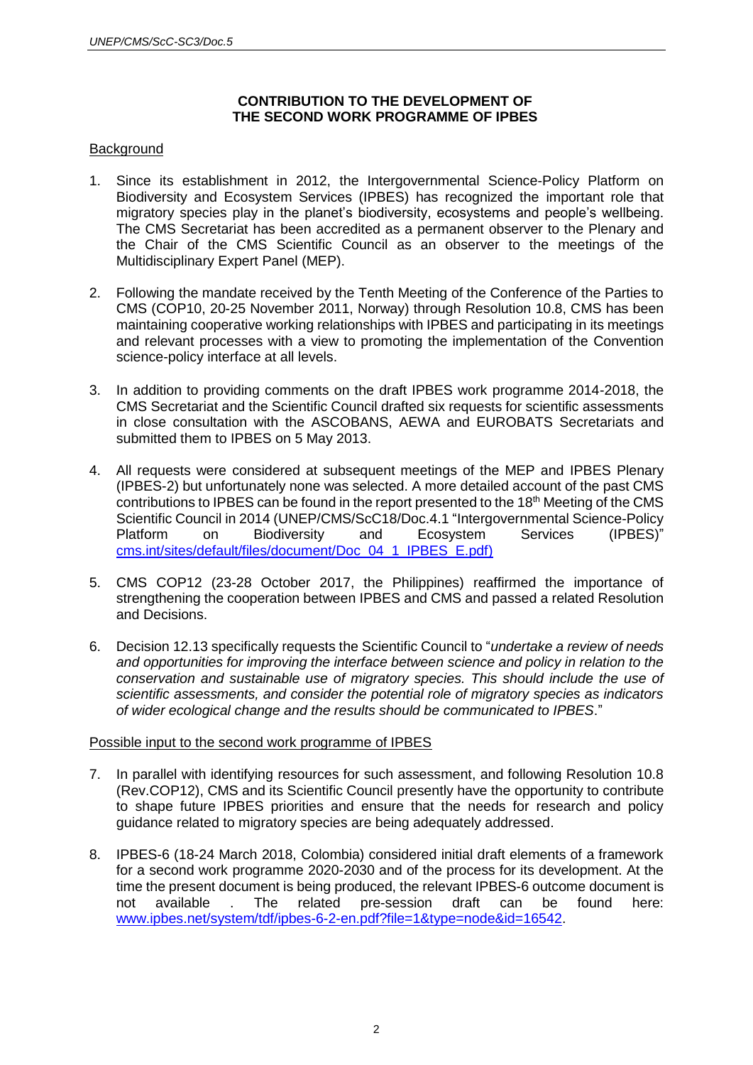## CONTRIBUTION TO THE DEVELOPMENT OF THE SECOND WORK PROGRAMME OF IPBES

### Background

1. Since its establishment in 2012, the Intergovernmental Science-Policy Platform on Biodiversity and Ecosystem Services (IPBES) has recognized the important role that migratory species play in the planet's biodiversity, ecosystems and people's wellbeing. The CMS Secretariat has been accredited as a permanent observer to the Plenary and the Chair of the CMS Scientific Council as an observer to the meetings of the Multidisciplinary Expert Panel (MEP).

2. Following the mandate received by the Tenth Meeting of the Conference of the Parties to CMS (COP10, 20-25 November 2011, Norway) through Resolution 10.8, CMS has been maintaining cooperative working relationships with IPBES and participating in its meetings and relevant processes with a view to promoting the implementation of the Convention science-policy interface at all levels.

3. In addition to providing comments on the draft IPBES work programme 2014-2018, the CMS Secretariat and the Scientific Council drafted six requests for scientific assessments in close consultation with the ASCOBANS, AEWA and EUROBATS Secretariats and submitted them to IPBES on 5 May 2013.

4. All requests were considered at subsequent meetings of the MEP and IPBES Plenary (IPBES-2) but unfortunately none was selected. A more detailed account of the past CMS contributions to IPBES can be found in the report presented to the 18th Meeting of the CMS Scientific Council in 2014 (UNEP/CMS/ScC18/Doc.4.1 "Intergovernmental Science-Policy Platform on Biodiversity and Ecosystem Services (IPBES)" cms.int/sites/default/files/document/Doc_04_1_IPBES_E.pdf)

5. CMS COP12 (23-28 October 2017, the Philippines) reaffirmed the importance of strengthening the cooperation between IPBES and CMS and passed a related Resolution and Decisions.

6. Decision 12.13 specifically requests the Scientific Council to "*undertake a review of needs and opportunities for improving the interface between science and policy in relation to the conservation and sustainable use of migratory species. This should include the use of scientific assessments, and consider the potential role of migratory species as indicators of wider ecological change and the results should be communicated to IPBES*."

### Possible input to the second work programme of IPBES

7. In parallel with identifying resources for such assessment, and following Resolution 10.8 (Rev.COP12), CMS and its Scientific Council presently have the opportunity to contribute to shape future IPBES priorities and ensure that the needs for research and policy guidance related to migratory species are being adequately addressed.

8. IPBES-6 (18-24 March 2018, Colombia) considered initial draft elements of a framework for a second work programme 2020-2030 and of the process for its development. At the time the present document is being produced, the relevant IPBES-6 outcome document is not available . The related pre-session draft can be found here: www.ipbes.net/system/tdf/ipbes-6-2-en.pdf?file=1&type=node&id=16542.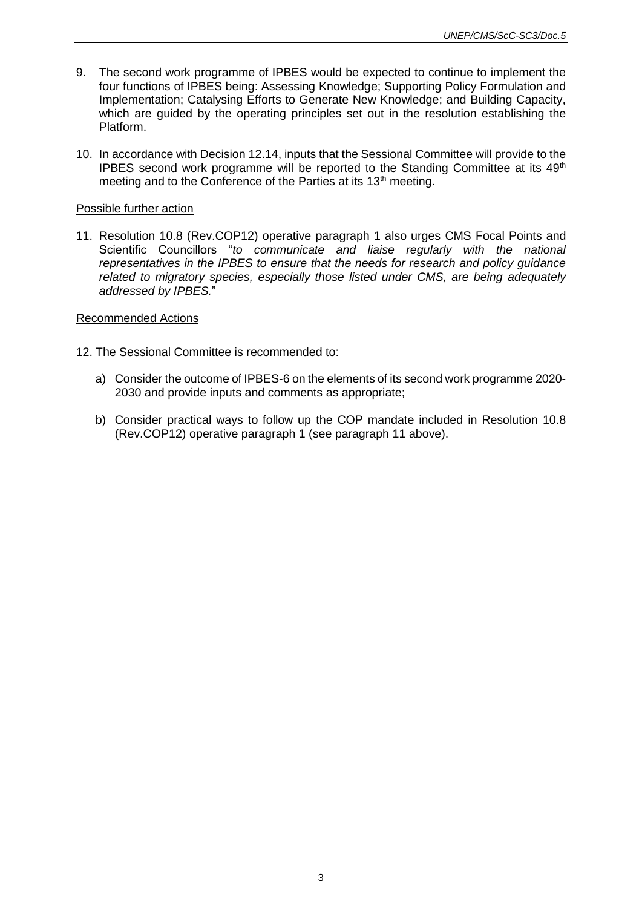9. The second work programme of IPBES would be expected to continue to implement the four functions of IPBES being: Assessing Knowledge; Supporting Policy Formulation and Implementation; Catalysing Efforts to Generate New Knowledge; and Building Capacity, which are guided by the operating principles set out in the resolution establishing the Platform.

10. In accordance with Decision 12.14, inputs that the Sessional Committee will provide to the IPBES second work programme will be reported to the Standing Committee at its 49th meeting and to the Conference of the Parties at its 13th meeting.

Possible further action

11. Resolution 10.8 (Rev.COP12) operative paragraph 1 also urges CMS Focal Points and Scientific Councillors "*to communicate and liaise regularly with the national representatives in the IPBES to ensure that the needs for research and policy guidance related to migratory species, especially those listed under CMS, are being adequately addressed by IPBES.*"

Recommended Actions

12. The Sessional Committee is recommended to:

   a) Consider the outcome of IPBES-6 on the elements of its second work programme 2020-2030 and provide inputs and comments as appropriate;

   b) Consider practical ways to follow up the COP mandate included in Resolution 10.8 (Rev.COP12) operative paragraph 1 (see paragraph 11 above).